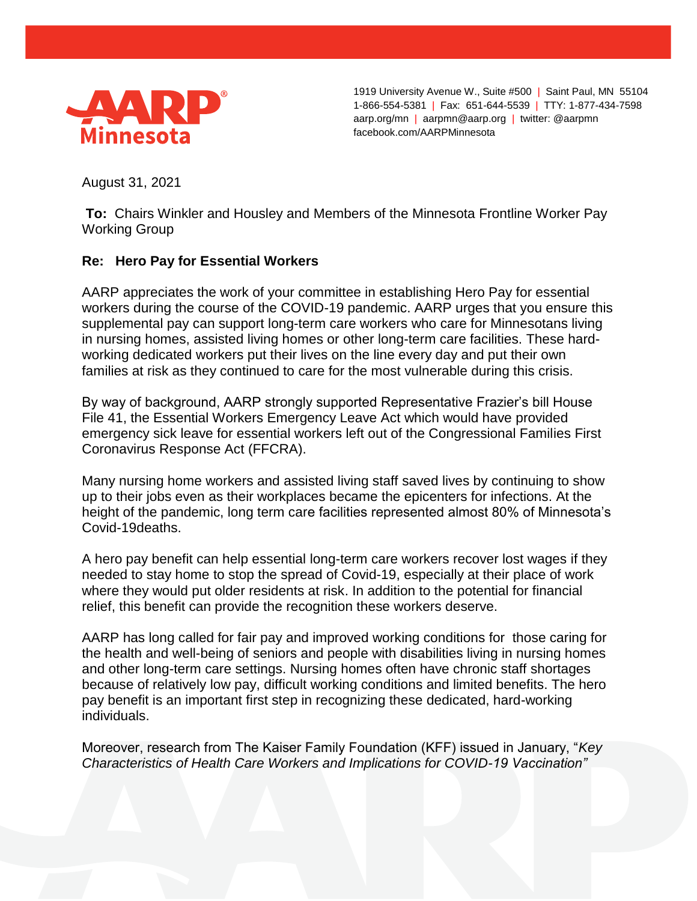AARP Minnesota

1919 University Avenue W., Suite #500 | Saint Paul, MN 55104
1-866-554-5381 | Fax: 651-644-5539 | TTY: 1-877-434-7598
aarp.org/mn | aarpmn@aarp.org | twitter: @aarpmn
facebook.com/AARPMinnesota

August 31, 2021

**To:** Chairs Winkler and Housley and Members of the Minnesota Frontline Worker Pay Working Group

**Re: Hero Pay for Essential Workers**

AARP appreciates the work of your committee in establishing Hero Pay for essential workers during the course of the COVID-19 pandemic. AARP urges that you ensure this supplemental pay can support long-term care workers who care for Minnesotans living in nursing homes, assisted living homes or other long-term care facilities. These hard-working dedicated workers put their lives on the line every day and put their own families at risk as they continued to care for the most vulnerable during this crisis.

By way of background, AARP strongly supported Representative Frazier's bill House File 41, the Essential Workers Emergency Leave Act which would have provided emergency sick leave for essential workers left out of the Congressional Families First Coronavirus Response Act (FFCRA).

Many nursing home workers and assisted living staff saved lives by continuing to show up to their jobs even as their workplaces became the epicenters for infections. At the height of the pandemic, long term care facilities represented almost 80% of Minnesota's Covid-19deaths.

A hero pay benefit can help essential long-term care workers recover lost wages if they needed to stay home to stop the spread of Covid-19, especially at their place of work where they would put older residents at risk. In addition to the potential for financial relief, this benefit can provide the recognition these workers deserve.

AARP has long called for fair pay and improved working conditions for those caring for the health and well-being of seniors and people with disabilities living in nursing homes and other long-term care settings. Nursing homes often have chronic staff shortages because of relatively low pay, difficult working conditions and limited benefits. The hero pay benefit is an important first step in recognizing these dedicated, hard-working individuals.

Moreover, research from The Kaiser Family Foundation (KFF) issued in January, "*Key Characteristics of Health Care Workers and Implications for COVID-19 Vaccination"*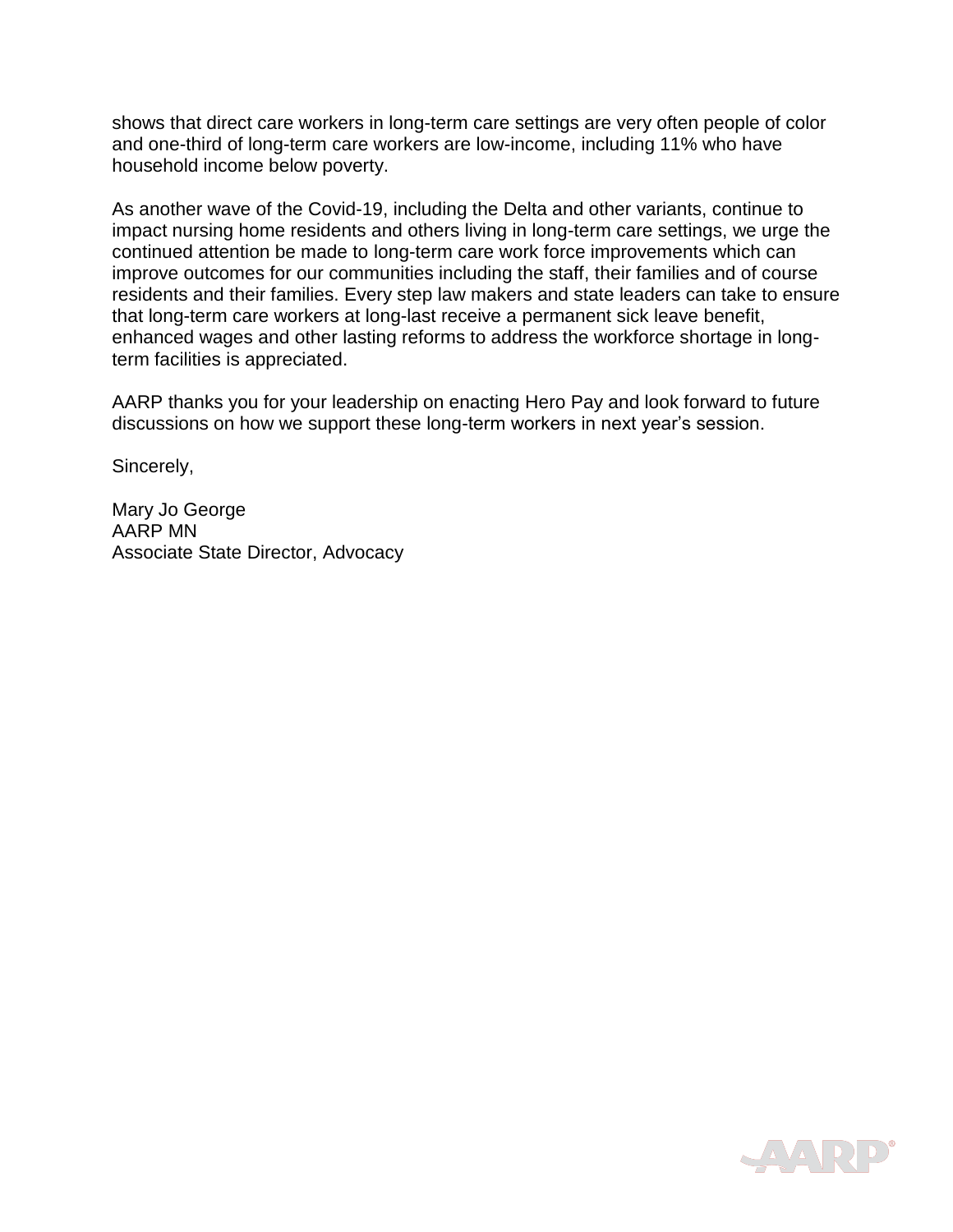shows that direct care workers in long-term care settings are very often people of color and one-third of long-term care workers are low-income, including 11% who have household income below poverty.

As another wave of the Covid-19, including the Delta and other variants, continue to impact nursing home residents and others living in long-term care settings, we urge the continued attention be made to long-term care work force improvements which can improve outcomes for our communities including the staff, their families and of course residents and their families. Every step law makers and state leaders can take to ensure that long-term care workers at long-last receive a permanent sick leave benefit, enhanced wages and other lasting reforms to address the workforce shortage in long-term facilities is appreciated.

AARP thanks you for your leadership on enacting Hero Pay and look forward to future discussions on how we support these long-term workers in next year's session.

Sincerely,

Mary Jo George
AARP MN
Associate State Director, Advocacy